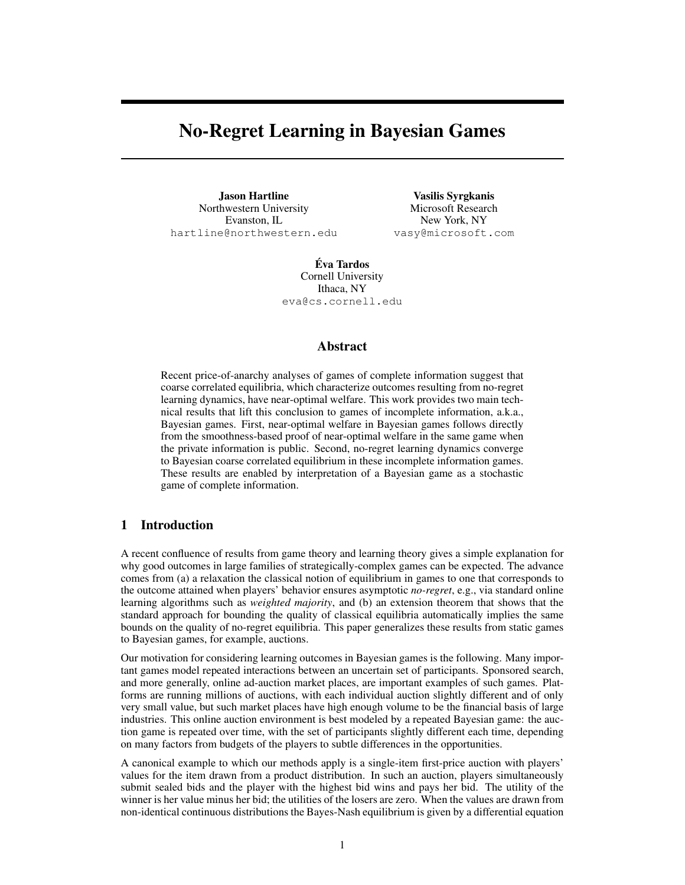# No-Regret Learning in Bayesian Games

**Jason Hartline**
Northwestern University
Evanston, IL
hartline@northwestern.edu

**Vasilis Syrgkanis**
Microsoft Research
New York, NY
vasy@microsoft.com

**Éva Tardos**
Cornell University
Ithaca, NY
eva@cs.cornell.edu

## Abstract

Recent price-of-anarchy analyses of games of complete information suggest that coarse correlated equilibria, which characterize outcomes resulting from no-regret learning dynamics, have near-optimal welfare. This work provides two main technical results that lift this conclusion to games of incomplete information, a.k.a., Bayesian games. First, near-optimal welfare in Bayesian games follows directly from the smoothness-based proof of near-optimal welfare in the same game when the private information is public. Second, no-regret learning dynamics converge to Bayesian coarse correlated equilibrium in these incomplete information games. These results are enabled by interpretation of a Bayesian game as a stochastic game of complete information.

## 1 Introduction

A recent confluence of results from game theory and learning theory gives a simple explanation for why good outcomes in large families of strategically-complex games can be expected. The advance comes from (a) a relaxation the classical notion of equilibrium in games to one that corresponds to the outcome attained when players' behavior ensures asymptotic *no-regret*, e.g., via standard online learning algorithms such as *weighted majority*, and (b) an extension theorem that shows that the standard approach for bounding the quality of classical equilibria automatically implies the same bounds on the quality of no-regret equilibria. This paper generalizes these results from static games to Bayesian games, for example, auctions.

Our motivation for considering learning outcomes in Bayesian games is the following. Many important games model repeated interactions between an uncertain set of participants. Sponsored search, and more generally, online ad-auction market places, are important examples of such games. Platforms are running millions of auctions, with each individual auction slightly different and of only very small value, but such market places have high enough volume to be the financial basis of large industries. This online auction environment is best modeled by a repeated Bayesian game: the auction game is repeated over time, with the set of participants slightly different each time, depending on many factors from budgets of the players to subtle differences in the opportunities.

A canonical example to which our methods apply is a single-item first-price auction with players' values for the item drawn from a product distribution. In such an auction, players simultaneously submit sealed bids and the player with the highest bid wins and pays her bid. The utility of the winner is her value minus her bid; the utilities of the losers are zero. When the values are drawn from non-identical continuous distributions the Bayes-Nash equilibrium is given by a differential equation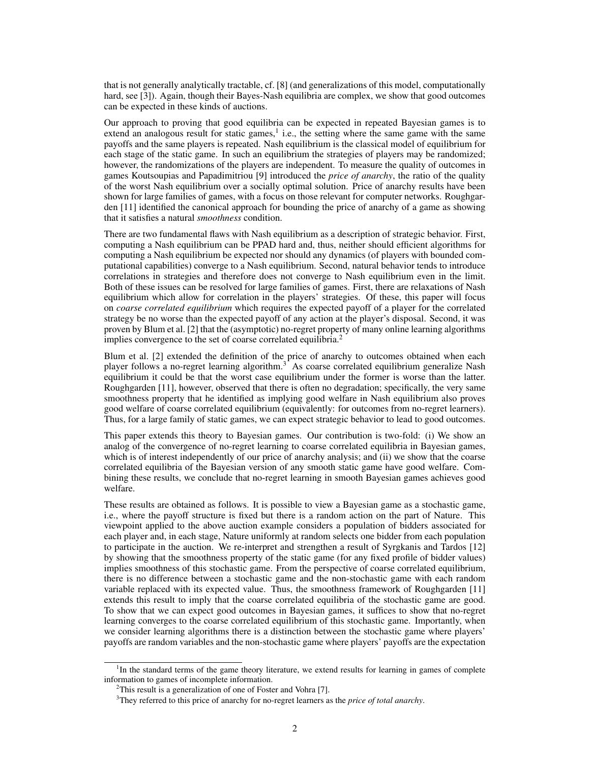that is not generally analytically tractable, cf. [8] (and generalizations of this model, computationally hard, see [3]). Again, though their Bayes-Nash equilibria are complex, we show that good outcomes can be expected in these kinds of auctions.

Our approach to proving that good equilibria can be expected in repeated Bayesian games is to extend an analogous result for static games,[1] i.e., the setting where the same game with the same payoffs and the same players is repeated. Nash equilibrium is the classical model of equilibrium for each stage of the static game. In such an equilibrium the strategies of players may be randomized; however, the randomizations of the players are independent. To measure the quality of outcomes in games Koutsoupias and Papadimitriou [9] introduced the *price of anarchy*, the ratio of the quality of the worst Nash equilibrium over a socially optimal solution. Price of anarchy results have been shown for large families of games, with a focus on those relevant for computer networks. Roughgarden [11] identified the canonical approach for bounding the price of anarchy of a game as showing that it satisfies a natural *smoothness* condition.

There are two fundamental flaws with Nash equilibrium as a description of strategic behavior. First, computing a Nash equilibrium can be PPAD hard and, thus, neither should efficient algorithms for computing a Nash equilibrium be expected nor should any dynamics (of players with bounded computational capabilities) converge to a Nash equilibrium. Second, natural behavior tends to introduce correlations in strategies and therefore does not converge to Nash equilibrium even in the limit. Both of these issues can be resolved for large families of games. First, there are relaxations of Nash equilibrium which allow for correlation in the players' strategies. Of these, this paper will focus on *coarse correlated equilibrium* which requires the expected payoff of a player for the correlated strategy be no worse than the expected payoff of any action at the player's disposal. Second, it was proven by Blum et al. [2] that the (asymptotic) no-regret property of many online learning algorithms implies convergence to the set of coarse correlated equilibria.[2]

Blum et al. [2] extended the definition of the price of anarchy to outcomes obtained when each player follows a no-regret learning algorithm.[3] As coarse correlated equilibrium generalize Nash equilibrium it could be that the worst case equilibrium under the former is worse than the latter. Roughgarden [11], however, observed that there is often no degradation; specifically, the very same smoothness property that he identified as implying good welfare in Nash equilibrium also proves good welfare of coarse correlated equilibrium (equivalently: for outcomes from no-regret learners). Thus, for a large family of static games, we can expect strategic behavior to lead to good outcomes.

This paper extends this theory to Bayesian games. Our contribution is two-fold: (i) We show an analog of the convergence of no-regret learning to coarse correlated equilibria in Bayesian games, which is of interest independently of our price of anarchy analysis; and (ii) we show that the coarse correlated equilibria of the Bayesian version of any smooth static game have good welfare. Combining these results, we conclude that no-regret learning in smooth Bayesian games achieves good welfare.

These results are obtained as follows. It is possible to view a Bayesian game as a stochastic game, i.e., where the payoff structure is fixed but there is a random action on the part of Nature. This viewpoint applied to the above auction example considers a population of bidders associated for each player and, in each stage, Nature uniformly at random selects one bidder from each population to participate in the auction. We re-interpret and strengthen a result of Syrgkanis and Tardos [12] by showing that the smoothness property of the static game (for any fixed profile of bidder values) implies smoothness of this stochastic game. From the perspective of coarse correlated equilibrium, there is no difference between a stochastic game and the non-stochastic game with each random variable replaced with its expected value. Thus, the smoothness framework of Roughgarden [11] extends this result to imply that the coarse correlated equilibria of the stochastic game are good. To show that we can expect good outcomes in Bayesian games, it suffices to show that no-regret learning converges to the coarse correlated equilibrium of this stochastic game. Importantly, when we consider learning algorithms there is a distinction between the stochastic game where players' payoffs are random variables and the non-stochastic game where players' payoffs are the expectation

[1] In the standard terms of the game theory literature, we extend results for learning in games of complete information to games of incomplete information.

[2] This result is a generalization of one of Foster and Vohra [7].

[3] They referred to this price of anarchy for no-regret learners as the *price of total anarchy*.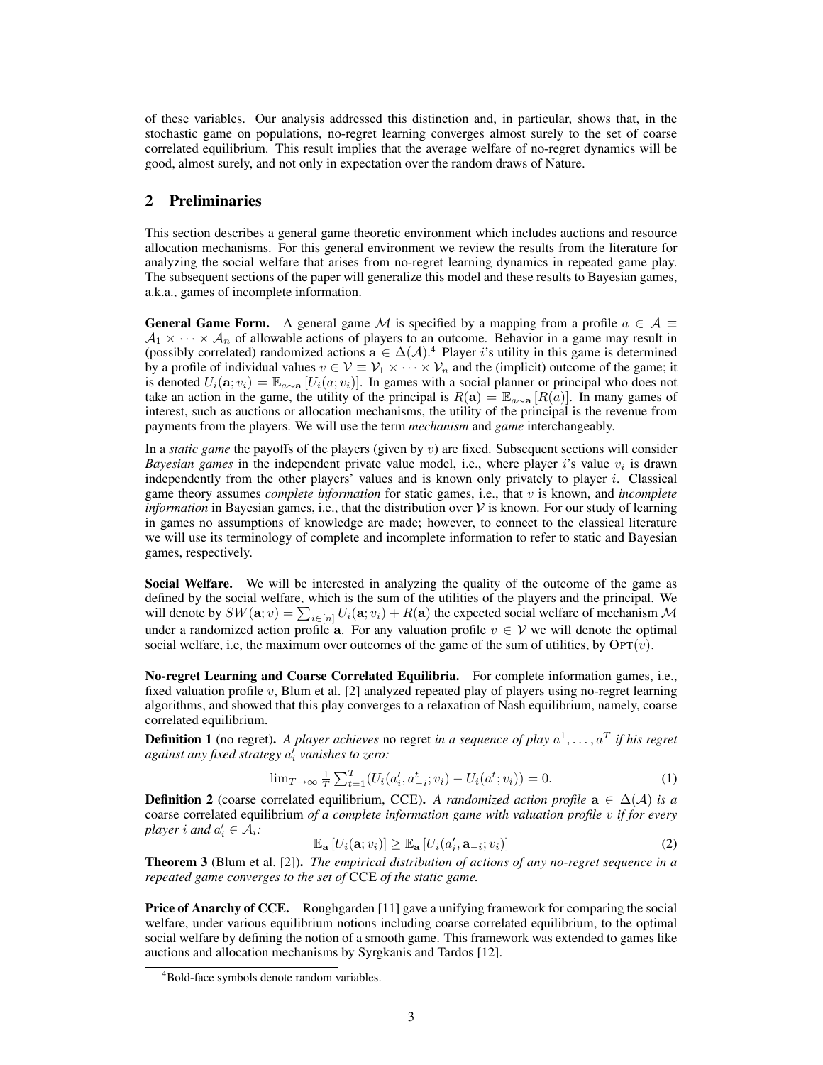of these variables. Our analysis addressed this distinction and, in particular, shows that, in the stochastic game on populations, no-regret learning converges almost surely to the set of coarse correlated equilibrium. This result implies that the average welfare of no-regret dynamics will be good, almost surely, and not only in expectation over the random draws of Nature.

## 2 Preliminaries

This section describes a general game theoretic environment which includes auctions and resource allocation mechanisms. For this general environment we review the results from the literature for analyzing the social welfare that arises from no-regret learning dynamics in repeated game play. The subsequent sections of the paper will generalize this model and these results to Bayesian games, a.k.a., games of incomplete information.

**General Game Form.** A general game $\mathcal{M}$ is specified by a mapping from a profile $a \in \mathcal{A} \equiv \mathcal{A}_1 \times \cdots \times \mathcal{A}_n$ of allowable actions of players to an outcome. Behavior in a game may result in (possibly correlated) randomized actions $\mathbf{a} \in \Delta(\mathcal{A})$.[4] Player $i$'s utility in this game is determined by a profile of individual values $v \in \mathcal{V} \equiv \mathcal{V}_1 \times \cdots \times \mathcal{V}_n$ and the (implicit) outcome of the game; it is denoted $U_i(\mathbf{a}; v_i) = \mathbb{E}_{a \sim \mathbf{a}}[U_i(a; v_i)]$. In games with a social planner or principal who does not take an action in the game, the utility of the principal is $R(\mathbf{a}) = \mathbb{E}_{a \sim \mathbf{a}}[R(a)]$. In many games of interest, such as auctions or allocation mechanisms, the utility of the principal is the revenue from payments from the players. We will use the term *mechanism* and *game* interchangeably.

In a *static game* the payoffs of the players (given by $v$) are fixed. Subsequent sections will consider *Bayesian games* in the independent private value model, i.e., where player $i$'s value $v_i$ is drawn independently from the other players' values and is known only privately to player $i$. Classical game theory assumes *complete information* for static games, i.e., that $v$ is known, and *incomplete information* in Bayesian games, i.e., that the distribution over $\mathcal{V}$ is known. For our study of learning in games no assumptions of knowledge are made; however, to connect to the classical literature we will use its terminology of complete and incomplete information to refer to static and Bayesian games, respectively.

**Social Welfare.** We will be interested in analyzing the quality of the outcome of the game as defined by the social welfare, which is the sum of the utilities of the players and the principal. We will denote by $SW(\mathbf{a}; v) = \sum_{i \in [n]} U_i(\mathbf{a}; v_i) + R(\mathbf{a})$ the expected social welfare of mechanism $\mathcal{M}$ under a randomized action profile $\mathbf{a}$. For any valuation profile $v \in \mathcal{V}$ we will denote the optimal social welfare, i.e, the maximum over outcomes of the game of the sum of utilities, by $\textsc{Opt}(v)$.

**No-regret Learning and Coarse Correlated Equilibria.** For complete information games, i.e., fixed valuation profile $v$, Blum et al. [2] analyzed repeated play of players using no-regret learning algorithms, and showed that this play converges to a relaxation of Nash equilibrium, namely, coarse correlated equilibrium.

**Definition 1** (no regret). *A player achieves* no regret *in a sequence of play $a^1, \ldots, a^T$ if his regret against any fixed strategy $a'_i$ vanishes to zero:*

$$\lim_{T \to \infty} \tfrac{1}{T} \textstyle\sum_{t=1}^{T} (U_i(a'_i, a^t_{-i}; v_i) - U_i(a^t; v_i)) = 0. \tag{1}$$

**Definition 2** (coarse correlated equilibrium, CCE). *A randomized action profile $\mathbf{a} \in \Delta(\mathcal{A})$ is a* coarse correlated equilibrium *of a complete information game with valuation profile $v$ if for every player $i$ and $a'_i \in \mathcal{A}_i$:*

$$\mathbb{E}_{\mathbf{a}}[U_i(\mathbf{a}; v_i)] \geq \mathbb{E}_{\mathbf{a}}[U_i(a'_i, \mathbf{a}_{-i}; v_i)] \tag{2}$$

**Theorem 3** (Blum et al. [2]). *The empirical distribution of actions of any no-regret sequence in a repeated game converges to the set of* CCE *of the static game.*

**Price of Anarchy of CCE.** Roughgarden [11] gave a unifying framework for comparing the social welfare, under various equilibrium notions including coarse correlated equilibrium, to the optimal social welfare by defining the notion of a smooth game. This framework was extended to games like auctions and allocation mechanisms by Syrgkanis and Tardos [12].

[4] Bold-face symbols denote random variables.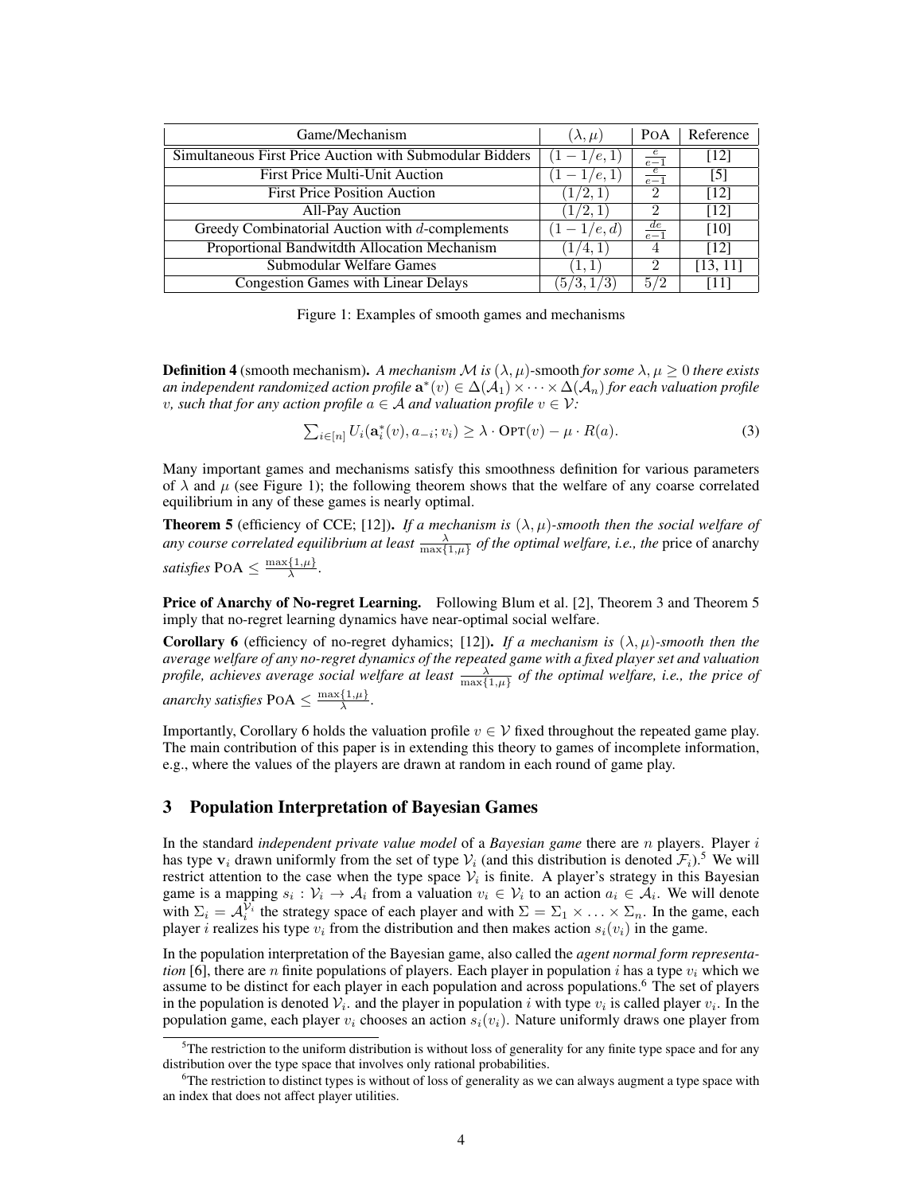| Game/Mechanism | $(\lambda, \mu)$ | PoA | Reference |
|---|---|---|---|
| Simultaneous First Price Auction with Submodular Bidders | $(1-1/e, 1)$ | $\frac{e}{e-1}$ | [12] |
| First Price Multi-Unit Auction | $(1-1/e, 1)$ | $\frac{e}{e-1}$ | [5] |
| First Price Position Auction | $(1/2, 1)$ | 2 | [12] |
| All-Pay Auction | $(1/2, 1)$ | 2 | [12] |
| Greedy Combinatorial Auction with $d$-complements | $(1-1/e, d)$ | $\frac{de}{e-1}$ | [10] |
| Proportional Bandwidtdth Allocation Mechanism | $(1/4, 1)$ | 4 | [12] |
| Submodular Welfare Games | $(1, 1)$ | 2 | [13, 11] |
| Congestion Games with Linear Delays | $(5/3, 1/3)$ | $5/2$ | [11] |

Figure 1: Examples of smooth games and mechanisms

**Definition 4** (smooth mechanism). *A mechanism $\mathcal{M}$ is $(\lambda, \mu)$-smooth for some $\lambda, \mu \geq 0$ there exists an independent randomized action profile $\mathbf{a}^*(v) \in \Delta(\mathcal{A}_1) \times \cdots \times \Delta(\mathcal{A}_n)$ for each valuation profile $v$, such that for any action profile $a \in \mathcal{A}$ and valuation profile $v \in \mathcal{V}$:*

$$\textstyle\sum_{i\in[n]} U_i(\mathbf{a}_i^*(v), a_{-i}; v_i) \geq \lambda \cdot \textsc{Opt}(v) - \mu \cdot R(a). \tag{3}$$

Many important games and mechanisms satisfy this smoothness definition for various parameters of $\lambda$ and $\mu$ (see Figure 1); the following theorem shows that the welfare of any coarse correlated equilibrium in any of these games is nearly optimal.

**Theorem 5** (efficiency of CCE; [12]). *If a mechanism is $(\lambda, \mu)$-smooth then the social welfare of any course correlated equilibrium at least $\frac{\lambda}{\max\{1,\mu\}}$ of the optimal welfare, i.e., the* price of anarchy *satisfies* $\textsc{PoA} \leq \frac{\max\{1,\mu\}}{\lambda}$.

**Price of Anarchy of No-regret Learning.** Following Blum et al. [2], Theorem 3 and Theorem 5 imply that no-regret learning dynamics have near-optimal social welfare.

**Corollary 6** (efficiency of no-regret dyhamics; [12]). *If a mechanism is $(\lambda, \mu)$-smooth then the average welfare of any no-regret dynamics of the repeated game with a fixed player set and valuation profile, achieves average social welfare at least $\frac{\lambda}{\max\{1,\mu\}}$ of the optimal welfare, i.e., the price of anarchy satisfies* $\textsc{PoA} \leq \frac{\max\{1,\mu\}}{\lambda}$.

Importantly, Corollary 6 holds the valuation profile $v \in \mathcal{V}$ fixed throughout the repeated game play. The main contribution of this paper is in extending this theory to games of incomplete information, e.g., where the values of the players are drawn at random in each round of game play.

## 3 Population Interpretation of Bayesian Games

In the standard *independent private value model* of a *Bayesian game* there are $n$ players. Player $i$ has type $\mathbf{v}_i$ drawn uniformly from the set of type $\mathcal{V}_i$ (and this distribution is denoted $\mathcal{F}_i$).[5] We will restrict attention to the case when the type space $\mathcal{V}_i$ is finite. A player's strategy in this Bayesian game is a mapping $s_i : \mathcal{V}_i \to \mathcal{A}_i$ from a valuation $v_i \in \mathcal{V}_i$ to an action $a_i \in \mathcal{A}_i$. We will denote with $\Sigma_i = \mathcal{A}_i^{\mathcal{V}_i}$ the strategy space of each player and with $\Sigma = \Sigma_1 \times \ldots \times \Sigma_n$. In the game, each player $i$ realizes his type $v_i$ from the distribution and then makes action $s_i(v_i)$ in the game.

In the population interpretation of the Bayesian game, also called the *agent normal form representation* [6], there are $n$ finite populations of players. Each player in population $i$ has a type $v_i$ which we assume to be distinct for each player in each population and across populations.[6] The set of players in the population is denoted $\mathcal{V}_i$. and the player in population $i$ with type $v_i$ is called player $v_i$. In the population game, each player $v_i$ chooses an action $s_i(v_i)$. Nature uniformly draws one player from

[5] The restriction to the uniform distribution is without loss of generality for any finite type space and for any distribution over the type space that involves only rational probabilities.

[6] The restriction to distinct types is without of loss of generality as we can always augment a type space with an index that does not affect player utilities.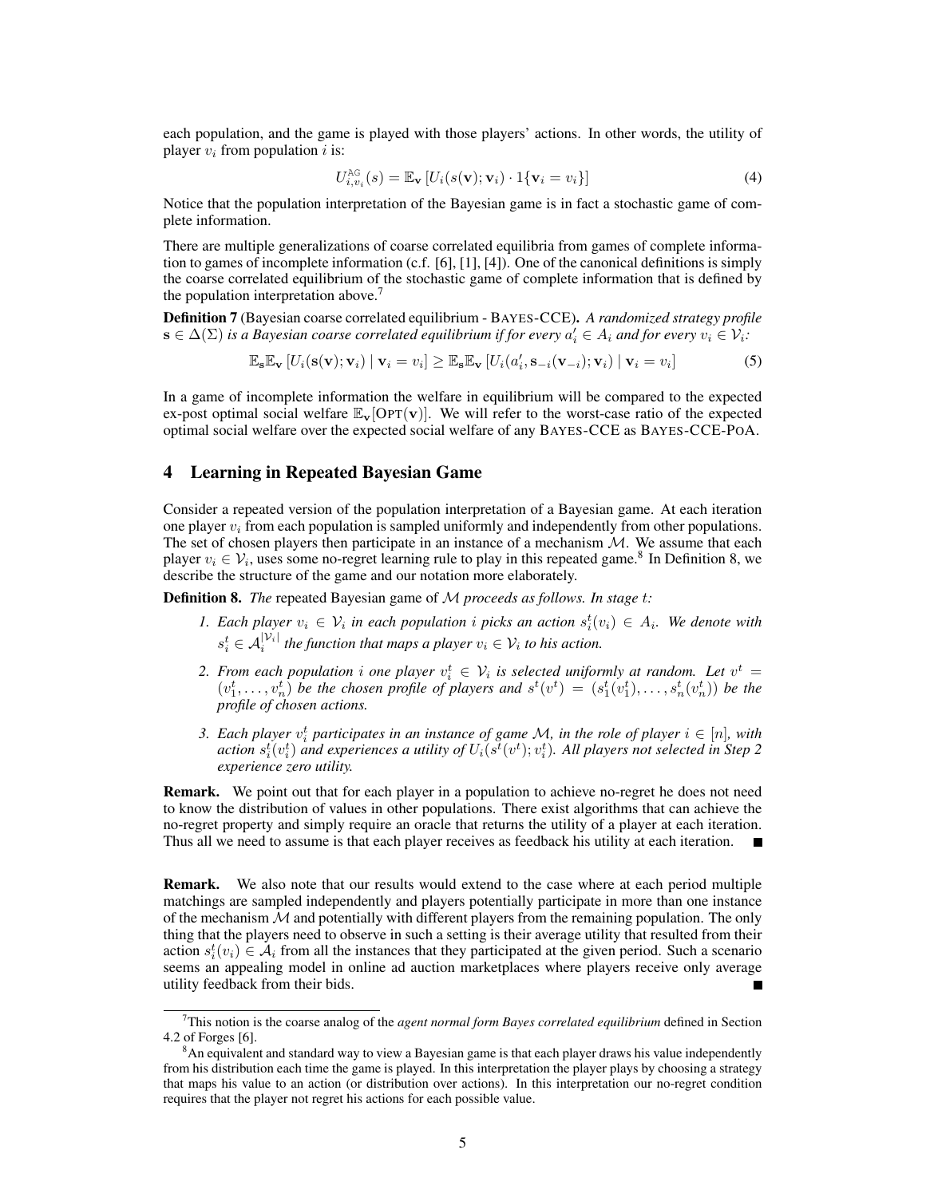each population, and the game is played with those players' actions. In other words, the utility of player $v_i$ from population $i$ is:

$$U^{\mathrm{AG}}_{i,v_i}(s) = \mathbb{E}_{\mathbf{v}}\left[U_i(s(\mathbf{v}); \mathbf{v}_i) \cdot 1\{\mathbf{v}_i = v_i\}\right] \tag{4}$$

Notice that the population interpretation of the Bayesian game is in fact a stochastic game of complete information.

There are multiple generalizations of coarse correlated equilibria from games of complete information to games of incomplete information (c.f. [6], [1], [4]). One of the canonical definitions is simply the coarse correlated equilibrium of the stochastic game of complete information that is defined by the population interpretation above.[7]

**Definition 7** (Bayesian coarse correlated equilibrium - BAYES-CCE)**.** *A randomized strategy profile* $\mathbf{s} \in \Delta(\Sigma)$ *is a Bayesian coarse correlated equilibrium if for every* $a_i' \in A_i$ *and for every* $v_i \in \mathcal{V}_i$*:*

$$\mathbb{E}_{\mathbf{s}}\mathbb{E}_{\mathbf{v}}\left[U_i(\mathbf{s}(\mathbf{v}); \mathbf{v}_i) \mid \mathbf{v}_i = v_i\right] \geq \mathbb{E}_{\mathbf{s}}\mathbb{E}_{\mathbf{v}}\left[U_i(a_i', \mathbf{s}_{-i}(\mathbf{v}_{-i}); \mathbf{v}_i) \mid \mathbf{v}_i = v_i\right] \tag{5}$$

In a game of incomplete information the welfare in equilibrium will be compared to the expected ex-post optimal social welfare $\mathbb{E}_{\mathbf{v}}[\mathrm{OPT}(\mathbf{v})]$. We will refer to the worst-case ratio of the expected optimal social welfare over the expected social welfare of any BAYES-CCE as BAYES-CCE-POA.

## 4 Learning in Repeated Bayesian Game

Consider a repeated version of the population interpretation of a Bayesian game. At each iteration one player $v_i$ from each population is sampled uniformly and independently from other populations. The set of chosen players then participate in an instance of a mechanism $\mathcal{M}$. We assume that each player $v_i \in \mathcal{V}_i$, uses some no-regret learning rule to play in this repeated game.[8] In Definition 8, we describe the structure of the game and our notation more elaborately.

**Definition 8.** *The* repeated Bayesian game of $\mathcal{M}$ *proceeds as follows. In stage* $t$*:*

1. *Each player* $v_i \in \mathcal{V}_i$ *in each population* $i$ *picks an action* $s_i^t(v_i) \in A_i$*. We denote with* $s_i^t \in \mathcal{A}_i^{|\mathcal{V}_i|}$ *the function that maps a player* $v_i \in \mathcal{V}_i$ *to his action.*
2. *From each population* $i$ *one player* $v_i^t \in \mathcal{V}_i$ *is selected uniformly at random. Let* $v^t = (v_1^t, \ldots, v_n^t)$ *be the chosen profile of players and* $s^t(v^t) = (s_1^t(v_1^t), \ldots, s_n^t(v_n^t))$ *be the profile of chosen actions.*
3. *Each player* $v_i^t$ *participates in an instance of game* $\mathcal{M}$*, in the role of player* $i \in [n]$*, with action* $s_i^t(v_i^t)$ *and experiences a utility of* $U_i(s^t(v^t); v_i^t)$*. All players not selected in Step 2 experience zero utility.*

**Remark.** We point out that for each player in a population to achieve no-regret he does not need to know the distribution of values in other populations. There exist algorithms that can achieve the no-regret property and simply require an oracle that returns the utility of a player at each iteration. Thus all we need to assume is that each player receives as feedback his utility at each iteration. ■

**Remark.** We also note that our results would extend to the case where at each period multiple matchings are sampled independently and players potentially participate in more than one instance of the mechanism $\mathcal{M}$ and potentially with different players from the remaining population. The only thing that the players need to observe in such a setting is their average utility that resulted from their action $s_i^t(v_i) \in \mathcal{A}_i$ from all the instances that they participated at the given period. Such a scenario seems an appealing model in online ad auction marketplaces where players receive only average utility feedback from their bids. ■

---

[7] This notion is the coarse analog of the *agent normal form Bayes correlated equilibrium* defined in Section 4.2 of Forges [6].

[8] An equivalent and standard way to view a Bayesian game is that each player draws his value independently from his distribution each time the game is played. In this interpretation the player plays by choosing a strategy that maps his value to an action (or distribution over actions). In this interpretation our no-regret condition requires that the player not regret his actions for each possible value.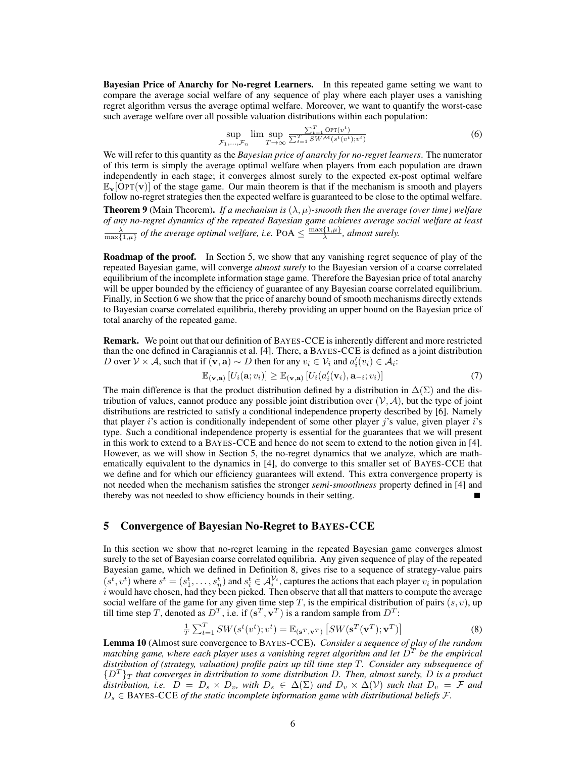**Bayesian Price of Anarchy for No-regret Learners.** In this repeated game setting we want to compare the average social welfare of any sequence of play where each player uses a vanishing regret algorithm versus the average optimal welfare. Moreover, we want to quantify the worst-case such average welfare over all possible valuation distributions within each population:

$$\sup_{\mathcal{F}_1,\ldots,\mathcal{F}_n} \lim \sup_{T\to\infty} \frac{\sum_{t=1}^{T} \text{OPT}(v^t)}{\sum_{t=1}^{T} SW^{\mathcal{M}}(s^t(v^t);v^t)} \tag{6}$$

We will refer to this quantity as the *Bayesian price of anarchy for no-regret learners*. The numerator of this term is simply the average optimal welfare when players from each population are drawn independently in each stage; it converges almost surely to the expected ex-post optimal welfare $\mathbb{E}_{\mathbf{v}}[\text{OPT}(\mathbf{v})]$ of the stage game. Our main theorem is that if the mechanism is smooth and players follow no-regret strategies then the expected welfare is guaranteed to be close to the optimal welfare.

**Theorem 9** (Main Theorem). *If a mechanism is $(\lambda,\mu)$-smooth then the average (over time) welfare of any no-regret dynamics of the repeated Bayesian game achieves average social welfare at least $\frac{\lambda}{\max\{1,\mu\}}$ of the average optimal welfare, i.e. $\text{POA} \leq \frac{\max\{1,\mu\}}{\lambda}$, almost surely.*

**Roadmap of the proof.** In Section 5, we show that any vanishing regret sequence of play of the repeated Bayesian game, will converge *almost surely* to the Bayesian version of a coarse correlated equilibrium of the incomplete information stage game. Therefore the Bayesian price of total anarchy will be upper bounded by the efficiency of guarantee of any Bayesian coarse correlated equilibrium. Finally, in Section 6 we show that the price of anarchy bound of smooth mechanisms directly extends to Bayesian coarse correlated equilibria, thereby providing an upper bound on the Bayesian price of total anarchy of the repeated game.

**Remark.** We point out that our definition of BAYES-CCE is inherently different and more restricted than the one defined in Caragiannis et al. [4]. There, a BAYES-CCE is defined as a joint distribution $D$ over $\mathcal{V}\times\mathcal{A}$, such that if $(\mathbf{v},\mathbf{a})\sim D$ then for any $v_i \in \mathcal{V}_i$ and $a_i'(v_i)\in\mathcal{A}_i$:

$$\mathbb{E}_{(\mathbf{v},\mathbf{a})}\left[U_i(\mathbf{a};v_i)\right] \geq \mathbb{E}_{(\mathbf{v},\mathbf{a})}\left[U_i(a_i'(\mathbf{v}_i),\mathbf{a}_{-i};v_i)\right] \tag{7}$$

The main difference is that the product distribution defined by a distribution in $\Delta(\Sigma)$ and the distribution of values, cannot produce any possible joint distribution over $(\mathcal{V},\mathcal{A})$, but the type of joint distributions are restricted to satisfy a conditional independence property described by [6]. Namely that player $i$'s action is conditionally independent of some other player $j$'s value, given player $i$'s type. Such a conditional independence property is essential for the guarantees that we will present in this work to extend to a BAYES-CCE and hence do not seem to extend to the notion given in [4]. However, as we will show in Section 5, the no-regret dynamics that we analyze, which are mathematically equivalent to the dynamics in [4], do converge to this smaller set of BAYES-CCE that we define and for which our efficiency guarantees will extend. This extra convergence property is not needed when the mechanism satisfies the stronger *semi-smoothness* property defined in [4] and thereby was not needed to show efficiency bounds in their setting. ■

## 5 Convergence of Bayesian No-Regret to BAYES-CCE

In this section we show that no-regret learning in the repeated Bayesian game converges almost surely to the set of Bayesian coarse correlated equilibria. Any given sequence of play of the repeated Bayesian game, which we defined in Definition 8, gives rise to a sequence of strategy-value pairs $(s^t, v^t)$ where $s^t = (s_1^t,\ldots,s_n^t)$ and $s_i^t \in \mathcal{A}_i^{\mathcal{V}_i}$, captures the actions that each player $v_i$ in population $i$ would have chosen, had they been picked. Then observe that all that matters to compute the average social welfare of the game for any given time step $T$, is the empirical distribution of pairs $(s,v)$, up till time step $T$, denoted as $D^T$, i.e. if $(\mathbf{s}^T,\mathbf{v}^T)$ is a random sample from $D^T$:

$$\frac{1}{T}\sum_{t=1}^{T} SW(s^t(v^t);v^t) = \mathbb{E}_{(\mathbf{s}^T,\mathbf{v}^T)}\left[SW(\mathbf{s}^T(\mathbf{v}^T);\mathbf{v}^T)\right] \tag{8}$$

**Lemma 10** (Almost sure convergence to BAYES-CCE). *Consider a sequence of play of the random matching game, where each player uses a vanishing regret algorithm and let $D^T$ be the empirical distribution of (strategy, valuation) profile pairs up till time step $T$. Consider any subsequence of $\{D^T\}_T$ that converges in distribution to some distribution $D$. Then, almost surely, $D$ is a product distribution, i.e. $D = D_s \times D_v$, with $D_s \in \Delta(\Sigma)$ and $D_v \times \Delta(\mathcal{V})$ such that $D_v = \mathcal{F}$ and $D_s \in$ BAYES-CCE of the static incomplete information game with distributional beliefs $\mathcal{F}$.*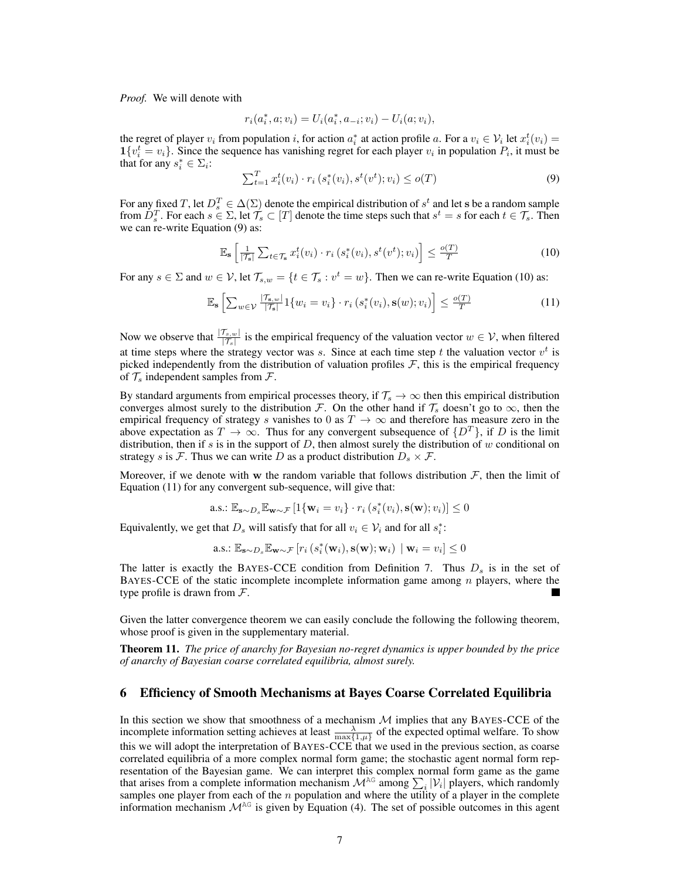*Proof.* We will denote with

$$r_i(a_i^*, a; v_i) = U_i(a_i^*, a_{-i}; v_i) - U_i(a; v_i),$$

the regret of player $v_i$ from population $i$, for action $a_i^*$ at action profile $a$. For a $v_i \in \mathcal{V}_i$ let $x_i^t(v_i) = \mathbf{1}\{v_i^t = v_i\}$. Since the sequence has vanishing regret for each player $v_i$ in population $P_i$, it must be that for any $s_i^* \in \Sigma_i$:

$$\textstyle\sum_{t=1}^T x_i^t(v_i) \cdot r_i\left(s_i^*(v_i), s^t(v^t); v_i\right) \le o(T) \tag{9}$$

For any fixed $T$, let $D_s^T \in \Delta(\Sigma)$ denote the empirical distribution of $s^t$ and let $\mathbf{s}$ be a random sample from $D_s^T$. For each $s \in \Sigma$, let $\mathcal{T}_s \subset [T]$ denote the time steps such that $s^t = s$ for each $t \in \mathcal{T}_s$. Then we can re-write Equation (9) as:

$$\mathbb{E}_{\mathbf{s}}\left[\tfrac{1}{|\mathcal{T}_{\mathbf{s}}|}\textstyle\sum_{t\in\mathcal{T}_{\mathbf{s}}} x_i^t(v_i) \cdot r_i\left(s_i^*(v_i), s^t(v^t); v_i\right)\right] \le \tfrac{o(T)}{T} \tag{10}$$

For any $s \in \Sigma$ and $w \in \mathcal{V}$, let $\mathcal{T}_{s,w} = \{t \in \mathcal{T}_s : v^t = w\}$. Then we can re-write Equation (10) as:

$$\mathbb{E}_{\mathbf{s}}\left[\textstyle\sum_{w\in\mathcal{V}} \tfrac{|\mathcal{T}_{\mathbf{s},w}|}{|\mathcal{T}_{\mathbf{s}}|} 1\{w_i = v_i\} \cdot r_i\left(s_i^*(v_i), \mathbf{s}(w); v_i\right)\right] \le \tfrac{o(T)}{T} \tag{11}$$

Now we observe that $\frac{|\mathcal{T}_{s,w}|}{|\mathcal{T}_s|}$ is the empirical frequency of the valuation vector $w \in \mathcal{V}$, when filtered at time steps where the strategy vector was $s$. Since at each time step $t$ the valuation vector $v^t$ is picked independently from the distribution of valuation profiles $\mathcal{F}$, this is the empirical frequency of $\mathcal{T}_s$ independent samples from $\mathcal{F}$.

By standard arguments from empirical processes theory, if $\mathcal{T}_s \to \infty$ then this empirical distribution converges almost surely to the distribution $\mathcal{F}$. On the other hand if $\mathcal{T}_s$ doesn't go to $\infty$, then the empirical frequency of strategy $s$ vanishes to 0 as $T \to \infty$ and therefore has measure zero in the above expectation as $T \to \infty$. Thus for any convergent subsequence of $\{D^T\}$, if $D$ is the limit distribution, then if $s$ is in the support of $D$, then almost surely the distribution of $w$ conditional on strategy $s$ is $\mathcal{F}$. Thus we can write $D$ as a product distribution $D_s \times \mathcal{F}$.

Moreover, if we denote with $\mathbf{w}$ the random variable that follows distribution $\mathcal{F}$, then the limit of Equation (11) for any convergent sub-sequence, will give that:

$$\text{a.s.: } \mathbb{E}_{\mathbf{s}\sim D_s}\mathbb{E}_{\mathbf{w}\sim\mathcal{F}}\left[1\{\mathbf{w}_i = v_i\} \cdot r_i\left(s_i^*(v_i), \mathbf{s}(\mathbf{w}); v_i\right)\right] \le 0$$

Equivalently, we get that $D_s$ will satisfy that for all $v_i \in \mathcal{V}_i$ and for all $s_i^*$:

$$\text{a.s.: } \mathbb{E}_{\mathbf{s}\sim D_s}\mathbb{E}_{\mathbf{w}\sim\mathcal{F}}\left[r_i\left(s_i^*(\mathbf{w}_i), \mathbf{s}(\mathbf{w}); \mathbf{w}_i\right) \mid \mathbf{w}_i = v_i\right] \le 0$$

The latter is exactly the BAYES-CCE condition from Definition 7. Thus $D_s$ is in the set of BAYES-CCE of the static incomplete incomplete information game among $n$ players, where the type profile is drawn from $\mathcal{F}$. ■

Given the latter convergence theorem we can easily conclude the following the following theorem, whose proof is given in the supplementary material.

**Theorem 11.** *The price of anarchy for Bayesian no-regret dynamics is upper bounded by the price of anarchy of Bayesian coarse correlated equilibria, almost surely.*

## 6 Efficiency of Smooth Mechanisms at Bayes Coarse Correlated Equilibria

In this section we show that smoothness of a mechanism $\mathcal{M}$ implies that any BAYES-CCE of the incomplete information setting achieves at least $\frac{\lambda}{\max\{1,\mu\}}$ of the expected optimal welfare. To show this we will adopt the interpretation of BAYES-CCE that we used in the previous section, as coarse correlated equilibria of a more complex normal form game; the stochastic agent normal form representation of the Bayesian game. We can interpret this complex normal form game as the game that arises from a complete information mechanism $\mathcal{M}^{AG}$ among $\sum_i |\mathcal{V}_i|$ players, which randomly samples one player from each of the $n$ population and where the utility of a player in the complete information mechanism $\mathcal{M}^{AG}$ is given by Equation (4). The set of possible outcomes in this agent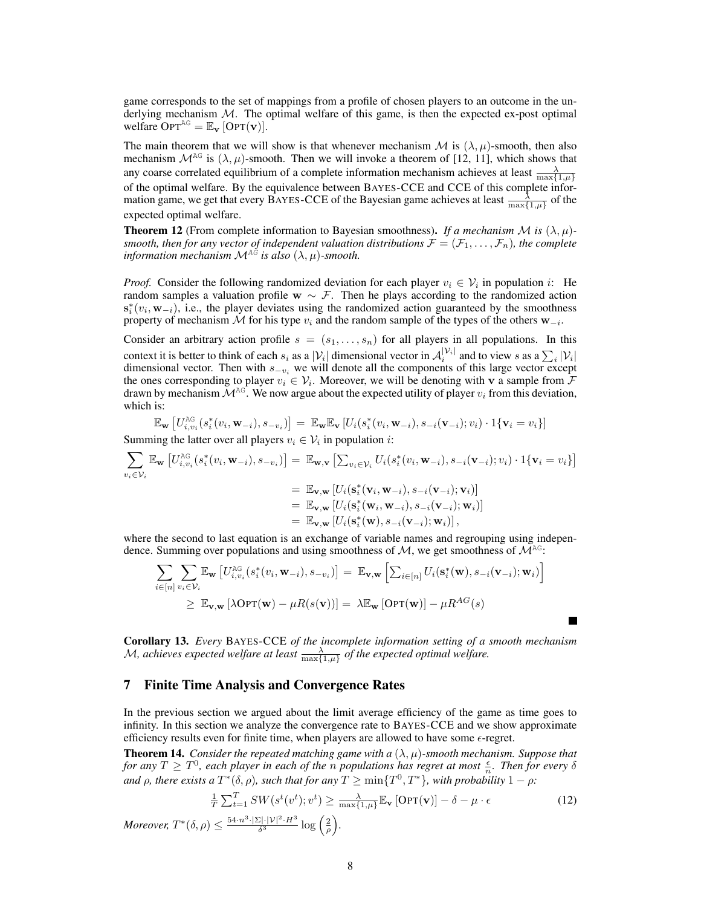game corresponds to the set of mappings from a profile of chosen players to an outcome in the underlying mechanism $\mathcal{M}$. The optimal welfare of this game, is then the expected ex-post optimal welfare $\text{OPT}^{\text{AG}} = \mathbb{E}_{\mathbf{v}}[\text{OPT}(\mathbf{v})]$.

The main theorem that we will show is that whenever mechanism $\mathcal{M}$ is $(\lambda, \mu)$-smooth, then also mechanism $\mathcal{M}^{\text{AG}}$ is $(\lambda, \mu)$-smooth. Then we will invoke a theorem of [12, 11], which shows that any coarse correlated equilibrium of a complete information mechanism achieves at least $\frac{\lambda}{\max\{1,\mu\}}$ of the optimal welfare. By the equivalence between BAYES-CCE and CCE of this complete information game, we get that every BAYES-CCE of the Bayesian game achieves at least $\frac{\lambda}{\max\{1,\mu\}}$ of the expected optimal welfare.

**Theorem 12** (From complete information to Bayesian smoothness). *If a mechanism $\mathcal{M}$ is $(\lambda, \mu)$-smooth, then for any vector of independent valuation distributions $\mathcal{F} = (\mathcal{F}_1, \ldots, \mathcal{F}_n)$, the complete information mechanism $\mathcal{M}^{\text{AG}}$ is also $(\lambda, \mu)$-smooth.*

*Proof.* Consider the following randomized deviation for each player $v_i \in \mathcal{V}_i$ in population $i$: He random samples a valuation profile $\mathbf{w} \sim \mathcal{F}$. Then he plays according to the randomized action $\mathbf{s}_i^*(v_i, \mathbf{w}_{-i})$, i.e., the player deviates using the randomized action guaranteed by the smoothness property of mechanism $\mathcal{M}$ for his type $v_i$ and the random sample of the types of the others $\mathbf{w}_{-i}$.

Consider an arbitrary action profile $s = (s_1, \ldots, s_n)$ for all players in all populations. In this context it is better to think of each $s_i$ as a $|\mathcal{V}_i|$ dimensional vector in $\mathcal{A}_i^{|\mathcal{V}_i|}$ and to view $s$ as a $\sum_i |\mathcal{V}_i|$ dimensional vector. Then with $s_{-v_i}$ we will denote all the components of this large vector except the ones corresponding to player $v_i \in \mathcal{V}_i$. Moreover, we will be denoting with $\mathbf{v}$ a sample from $\mathcal{F}$ drawn by mechanism $\mathcal{M}^{\text{AG}}$. We now argue about the expected utility of player $v_i$ from this deviation, which is:

$$\mathbb{E}_{\mathbf{w}}\left[U_{i,v_i}^{\text{AG}}(s_i^*(v_i, \mathbf{w}_{-i}), s_{-v_i})\right] = \mathbb{E}_{\mathbf{w}}\mathbb{E}_{\mathbf{v}}\left[U_i(s_i^*(v_i, \mathbf{w}_{-i}), s_{-i}(\mathbf{v}_{-i}); v_i) \cdot 1\{\mathbf{v}_i = v_i\}\right]$$

Summing the latter over all players $v_i \in \mathcal{V}_i$ in population $i$:

$$\begin{aligned}
\sum_{v_i \in \mathcal{V}_i} \mathbb{E}_{\mathbf{w}}\left[U_{i,v_i}^{\text{AG}}(s_i^*(v_i, \mathbf{w}_{-i}), s_{-v_i})\right] &= \mathbb{E}_{\mathbf{w},\mathbf{v}}\left[\textstyle\sum_{v_i \in \mathcal{V}_i} U_i(s_i^*(v_i, \mathbf{w}_{-i}), s_{-i}(\mathbf{v}_{-i}); v_i) \cdot 1\{\mathbf{v}_i = v_i\}\right] \\
&= \mathbb{E}_{\mathbf{v},\mathbf{w}}\left[U_i(\mathbf{s}_i^*(\mathbf{v}_i, \mathbf{w}_{-i}), s_{-i}(\mathbf{v}_{-i}); \mathbf{v}_i)\right] \\
&= \mathbb{E}_{\mathbf{v},\mathbf{w}}\left[U_i(\mathbf{s}_i^*(\mathbf{w}_i, \mathbf{w}_{-i}), s_{-i}(\mathbf{v}_{-i}); \mathbf{w}_i)\right] \\
&= \mathbb{E}_{\mathbf{v},\mathbf{w}}\left[U_i(\mathbf{s}_i^*(\mathbf{w}), s_{-i}(\mathbf{v}_{-i}); \mathbf{w}_i)\right],
\end{aligned}$$

where the second to last equation is an exchange of variable names and regrouping using independence. Summing over populations and using smoothness of $\mathcal{M}$, we get smoothness of $\mathcal{M}^{\text{AG}}$:

$$\begin{aligned}
\sum_{i \in [n]} \sum_{v_i \in \mathcal{V}_i} \mathbb{E}_{\mathbf{w}}\left[U_{i,v_i}^{\text{AG}}(s_i^*(v_i, \mathbf{w}_{-i}), s_{-v_i})\right] &= \mathbb{E}_{\mathbf{v},\mathbf{w}}\left[\textstyle\sum_{i \in [n]} U_i(\mathbf{s}_i^*(\mathbf{w}), s_{-i}(\mathbf{v}_{-i}); \mathbf{w}_i)\right] \\
&\geq \mathbb{E}_{\mathbf{v},\mathbf{w}}\left[\lambda \text{OPT}(\mathbf{w}) - \mu R(s(\mathbf{v}))\right] = \lambda \mathbb{E}_{\mathbf{w}}\left[\text{OPT}(\mathbf{w})\right] - \mu R^{AG}(s)
\end{aligned}$$

■

**Corollary 13.** *Every* BAYES-CCE *of the incomplete information setting of a smooth mechanism $\mathcal{M}$, achieves expected welfare at least $\frac{\lambda}{\max\{1,\mu\}}$ of the expected optimal welfare.*

## 7 Finite Time Analysis and Convergence Rates

In the previous section we argued about the limit average efficiency of the game as time goes to infinity. In this section we analyze the convergence rate to BAYES-CCE and we show approximate efficiency results even for finite time, when players are allowed to have some $\epsilon$-regret.

**Theorem 14.** *Consider the repeated matching game with a $(\lambda, \mu)$-smooth mechanism. Suppose that for any $T \geq T^0$, each player in each of the $n$ populations has regret at most $\frac{\epsilon}{n}$. Then for every $\delta$ and $\rho$, there exists a $T^*(\delta, \rho)$, such that for any $T \geq \min\{T^0, T^*\}$, with probability $1 - \rho$:*

$$\frac{1}{T}\sum_{t=1}^{T} SW(s^t(v^t); v^t) \geq \frac{\lambda}{\max\{1,\mu\}}\mathbb{E}_{\mathbf{v}}\left[\text{OPT}(\mathbf{v})\right] - \delta - \mu \cdot \epsilon \tag{12}$$

*Moreover, $T^*(\delta, \rho) \leq \frac{54 \cdot n^3 \cdot |\Sigma| \cdot |\mathcal{V}|^2 \cdot H^3}{\delta^3} \log\left(\frac{2}{\rho}\right)$.*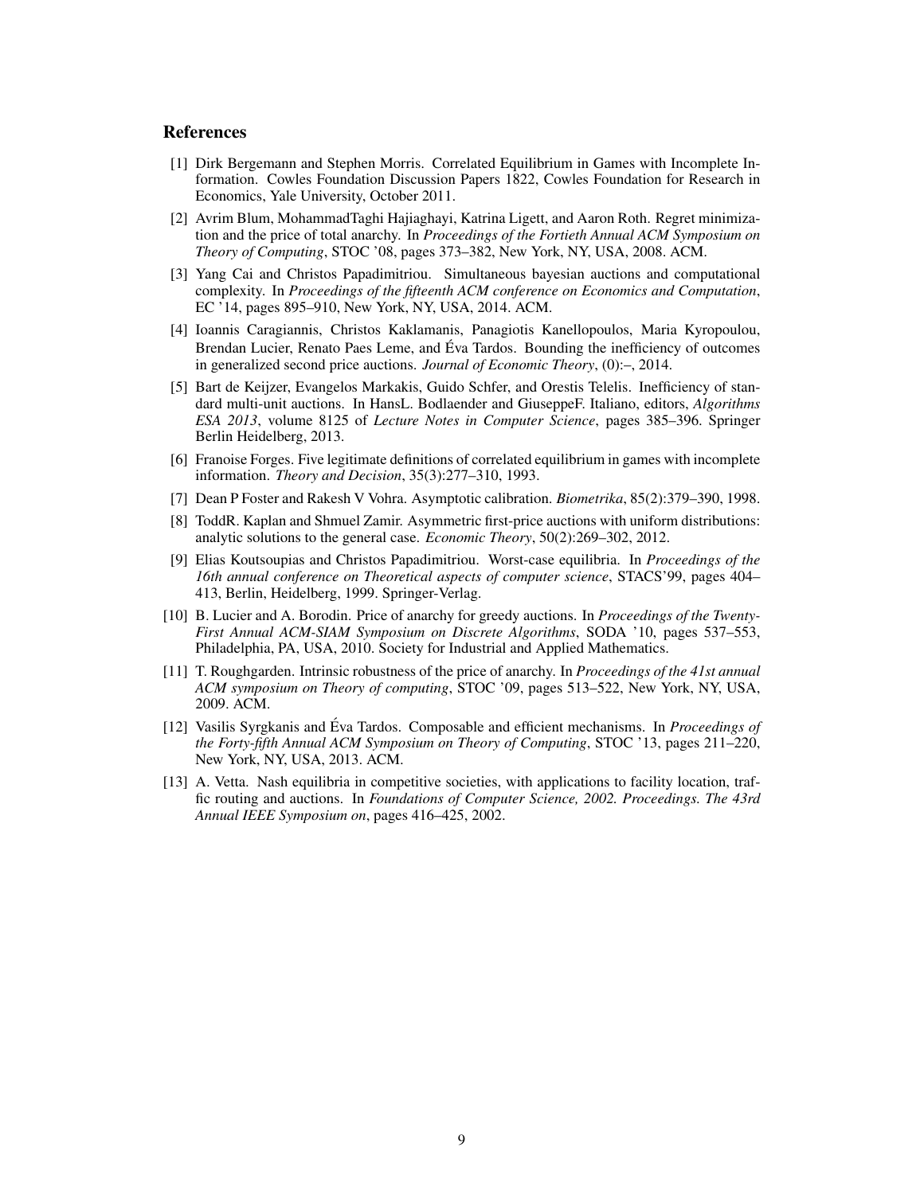## References

[1] Dirk Bergemann and Stephen Morris. Correlated Equilibrium in Games with Incomplete Information. Cowles Foundation Discussion Papers 1822, Cowles Foundation for Research in Economics, Yale University, October 2011.

[2] Avrim Blum, MohammadTaghi Hajiaghayi, Katrina Ligett, and Aaron Roth. Regret minimization and the price of total anarchy. In *Proceedings of the Fortieth Annual ACM Symposium on Theory of Computing*, STOC '08, pages 373–382, New York, NY, USA, 2008. ACM.

[3] Yang Cai and Christos Papadimitriou. Simultaneous bayesian auctions and computational complexity. In *Proceedings of the fifteenth ACM conference on Economics and Computation*, EC '14, pages 895–910, New York, NY, USA, 2014. ACM.

[4] Ioannis Caragiannis, Christos Kaklamanis, Panagiotis Kanellopoulos, Maria Kyropoulou, Brendan Lucier, Renato Paes Leme, and Éva Tardos. Bounding the inefficiency of outcomes in generalized second price auctions. *Journal of Economic Theory*, (0):–, 2014.

[5] Bart de Keijzer, Evangelos Markakis, Guido Schfer, and Orestis Telelis. Inefficiency of standard multi-unit auctions. In HansL. Bodlaender and GiuseppeF. Italiano, editors, *Algorithms ESA 2013*, volume 8125 of *Lecture Notes in Computer Science*, pages 385–396. Springer Berlin Heidelberg, 2013.

[6] Franoise Forges. Five legitimate definitions of correlated equilibrium in games with incomplete information. *Theory and Decision*, 35(3):277–310, 1993.

[7] Dean P Foster and Rakesh V Vohra. Asymptotic calibration. *Biometrika*, 85(2):379–390, 1998.

[8] ToddR. Kaplan and Shmuel Zamir. Asymmetric first-price auctions with uniform distributions: analytic solutions to the general case. *Economic Theory*, 50(2):269–302, 2012.

[9] Elias Koutsoupias and Christos Papadimitriou. Worst-case equilibria. In *Proceedings of the 16th annual conference on Theoretical aspects of computer science*, STACS'99, pages 404–413, Berlin, Heidelberg, 1999. Springer-Verlag.

[10] B. Lucier and A. Borodin. Price of anarchy for greedy auctions. In *Proceedings of the Twenty-First Annual ACM-SIAM Symposium on Discrete Algorithms*, SODA '10, pages 537–553, Philadelphia, PA, USA, 2010. Society for Industrial and Applied Mathematics.

[11] T. Roughgarden. Intrinsic robustness of the price of anarchy. In *Proceedings of the 41st annual ACM symposium on Theory of computing*, STOC '09, pages 513–522, New York, NY, USA, 2009. ACM.

[12] Vasilis Syrgkanis and Éva Tardos. Composable and efficient mechanisms. In *Proceedings of the Forty-fifth Annual ACM Symposium on Theory of Computing*, STOC '13, pages 211–220, New York, NY, USA, 2013. ACM.

[13] A. Vetta. Nash equilibria in competitive societies, with applications to facility location, traffic routing and auctions. In *Foundations of Computer Science, 2002. Proceedings. The 43rd Annual IEEE Symposium on*, pages 416–425, 2002.